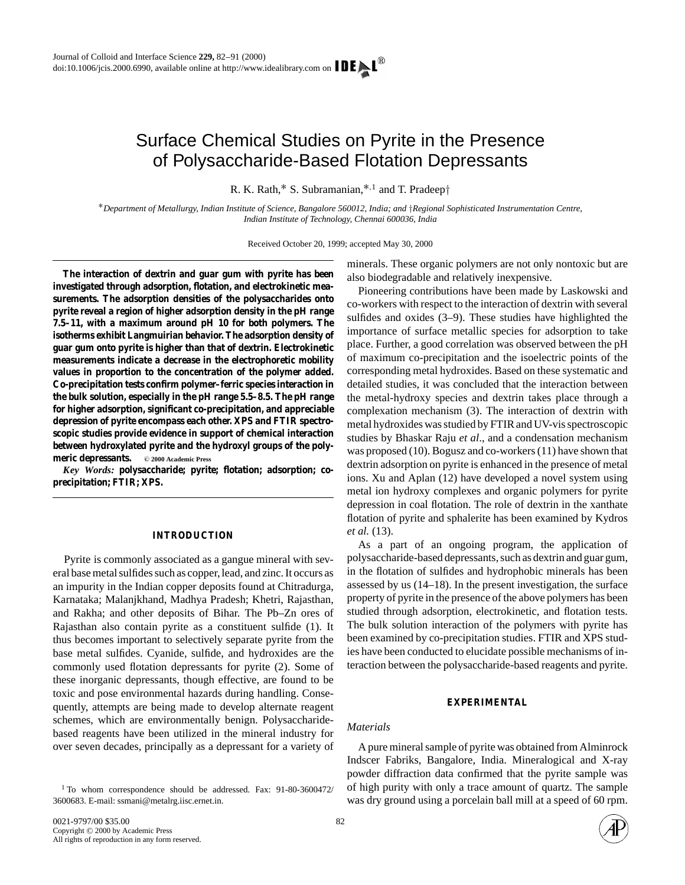# Surface Chemical Studies on Pyrite in the Presence of Polysaccharide-Based Flotation Depressants

R. K. Rath,* S. Subramanian,*[,1] and T. Pradeep†

*Department of Metallurgy, Indian Institute of Science, Bangalore 560012, India; and †Regional Sophisticated Instrumentation Centre, Indian Institute of Technology, Chennai 600036, India

Received October 20, 1999; accepted May 30, 2000

**The interaction of dextrin and guar gum with pyrite has been investigated through adsorption, flotation, and electrokinetic measurements. The adsorption densities of the polysaccharides onto pyrite reveal a region of higher adsorption density in the pH range 7.5–11, with a maximum around pH 10 for both polymers. The isotherms exhibit Langmuirian behavior. The adsorption density of guar gum onto pyrite is higher than that of dextrin. Electrokinetic measurements indicate a decrease in the electrophoretic mobility values in proportion to the concentration of the polymer added. Co-precipitation tests confirm polymer–ferric species interaction in the bulk solution, especially in the pH range 5.5–8.5. The pH range for higher adsorption, significant co-precipitation, and appreciable depression of pyrite encompass each other. XPS and FTIR spectroscopic studies provide evidence in support of chemical interaction between hydroxylated pyrite and the hydroxyl groups of the polymeric depressants.** © 2000 Academic Press

*Key Words:* **polysaccharide; pyrite; flotation; adsorption; co-precipitation; FTIR; XPS.**

## INTRODUCTION

Pyrite is commonly associated as a gangue mineral with several base metal sulfides such as copper, lead, and zinc. It occurs as an impurity in the Indian copper deposits found at Chitradurga, Karnataka; Malanjkhand, Madhya Pradesh; Khetri, Rajasthan, and Rakha; and other deposits of Bihar. The Pb–Zn ores of Rajasthan also contain pyrite as a constituent sulfide (1). It thus becomes important to selectively separate pyrite from the base metal sulfides. Cyanide, sulfide, and hydroxides are the commonly used flotation depressants for pyrite (2). Some of these inorganic depressants, though effective, are found to be toxic and pose environmental hazards during handling. Consequently, attempts are being made to develop alternate reagent schemes, which are environmentally benign. Polysaccharide-based reagents have been utilized in the mineral industry for over seven decades, principally as a depressant for a variety of minerals. These organic polymers are not only nontoxic but are also biodegradable and relatively inexpensive.

Pioneering contributions have been made by Laskowski and co-workers with respect to the interaction of dextrin with several sulfides and oxides (3–9). These studies have highlighted the importance of surface metallic species for adsorption to take place. Further, a good correlation was observed between the pH of maximum co-precipitation and the isoelectric points of the corresponding metal hydroxides. Based on these systematic and detailed studies, it was concluded that the interaction between the metal-hydroxy species and dextrin takes place through a complexation mechanism (3). The interaction of dextrin with metal hydroxides was studied by FTIR and UV-vis spectroscopic studies by Bhaskar Raju *et al*., and a condensation mechanism was proposed (10). Bogusz and co-workers (11) have shown that dextrin adsorption on pyrite is enhanced in the presence of metal ions. Xu and Aplan (12) have developed a novel system using metal ion hydroxy complexes and organic polymers for pyrite depression in coal flotation. The role of dextrin in the xanthate flotation of pyrite and sphalerite has been examined by Kydros *et al.* (13).

As a part of an ongoing program, the application of polysaccharide-based depressants, such as dextrin and guar gum, in the flotation of sulfides and hydrophobic minerals has been assessed by us (14–18). In the present investigation, the surface property of pyrite in the presence of the above polymers has been studied through adsorption, electrokinetic, and flotation tests. The bulk solution interaction of the polymers with pyrite has been examined by co-precipitation studies. FTIR and XPS studies have been conducted to elucidate possible mechanisms of interaction between the polysaccharide-based reagents and pyrite.

## EXPERIMENTAL

### *Materials*

A pure mineral sample of pyrite was obtained from Alminrock Indscer Fabriks, Bangalore, India. Mineralogical and X-ray powder diffraction data confirmed that the pyrite sample was of high purity with only a trace amount of quartz. The sample was dry ground using a porcelain ball mill at a speed of 60 rpm.

[1] To whom correspondence should be addressed. Fax: 91-80-3600472/3600683. E-mail: ssmani@metalrg.iisc.ernet.in.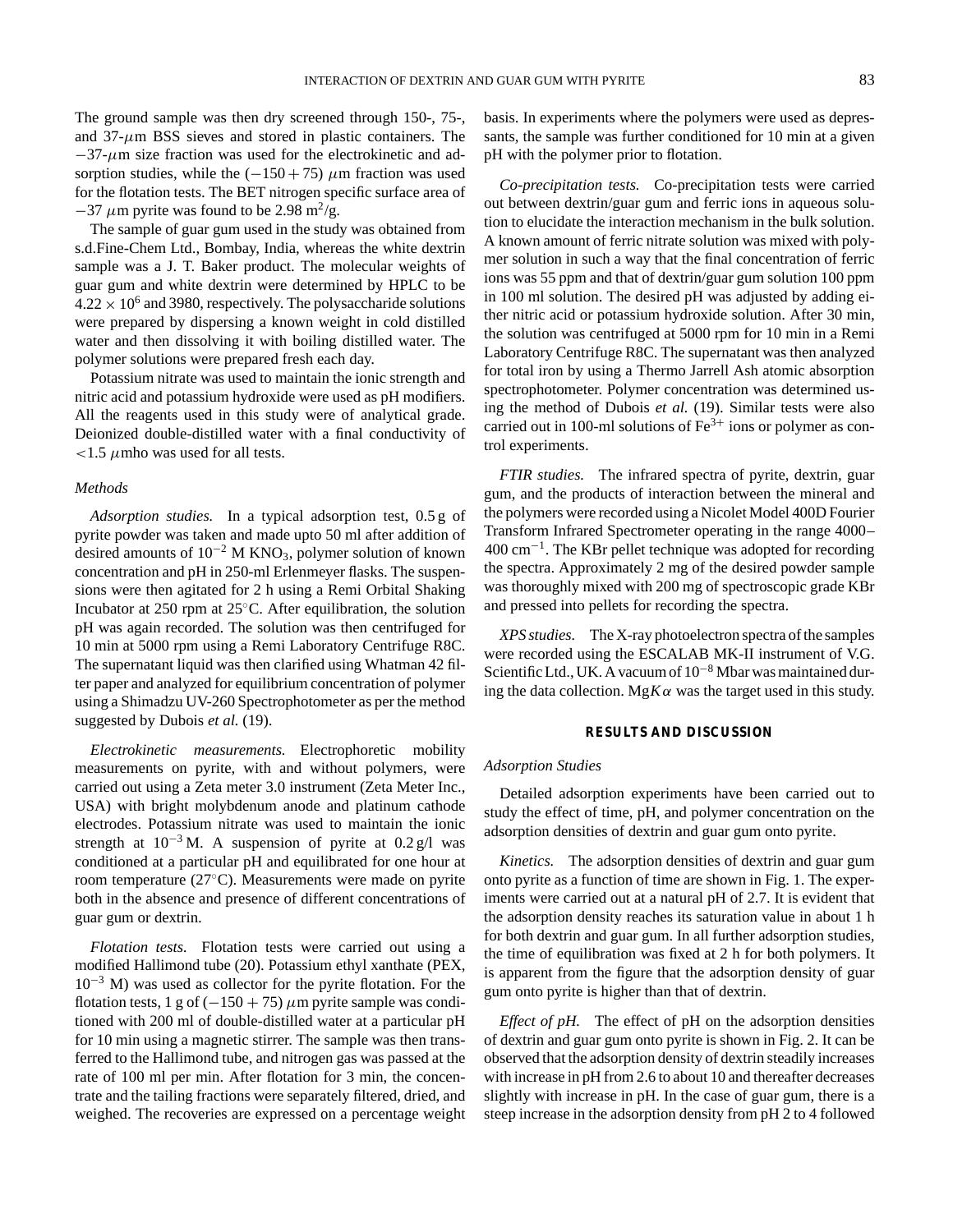The ground sample was then dry screened through 150-, 75-, and 37-$\mu$m BSS sieves and stored in plastic containers. The $-37$-$\mu$m size fraction was used for the electrokinetic and adsorption studies, while the $(-150 + 75)$ $\mu$m fraction was used for the flotation tests. The BET nitrogen specific surface area of $-37$ $\mu$m pyrite was found to be 2.98 $m^2/g$.

The sample of guar gum used in the study was obtained from s.d.Fine-Chem Ltd., Bombay, India, whereas the white dextrin sample was a J. T. Baker product. The molecular weights of guar gum and white dextrin were determined by HPLC to be $4.22 \times 10^6$ and 3980, respectively. The polysaccharide solutions were prepared by dispersing a known weight in cold distilled water and then dissolving it with boiling distilled water. The polymer solutions were prepared fresh each day.

Potassium nitrate was used to maintain the ionic strength and nitric acid and potassium hydroxide were used as pH modifiers. All the reagents used in this study were of analytical grade. Deionized double-distilled water with a final conductivity of $<1.5$ $\mu$mho was used for all tests.

### Methods

*Adsorption studies.* In a typical adsorption test, 0.5 g of pyrite powder was taken and made upto 50 ml after addition of desired amounts of $10^{-2}$ M $KNO_3$, polymer solution of known concentration and pH in 250-ml Erlenmeyer flasks. The suspensions were then agitated for 2 h using a Remi Orbital Shaking Incubator at 250 rpm at 25°C. After equilibration, the solution pH was again recorded. The solution was then centrifuged for 10 min at 5000 rpm using a Remi Laboratory Centrifuge R8C. The supernatant liquid was then clarified using Whatman 42 filter paper and analyzed for equilibrium concentration of polymer using a Shimadzu UV-260 Spectrophotometer as per the method suggested by Dubois *et al.* (19).

*Electrokinetic measurements.* Electrophoretic mobility measurements on pyrite, with and without polymers, were carried out using a Zeta meter 3.0 instrument (Zeta Meter Inc., USA) with bright molybdenum anode and platinum cathode electrodes. Potassium nitrate was used to maintain the ionic strength at $10^{-3}$ M. A suspension of pyrite at 0.2 g/l was conditioned at a particular pH and equilibrated for one hour at room temperature (27°C). Measurements were made on pyrite both in the absence and presence of different concentrations of guar gum or dextrin.

*Flotation tests.* Flotation tests were carried out using a modified Hallimond tube (20). Potassium ethyl xanthate (PEX, $10^{-3}$ M) was used as collector for the pyrite flotation. For the flotation tests, 1 g of $(-150 + 75)$ $\mu$m pyrite sample was conditioned with 200 ml of double-distilled water at a particular pH for 10 min using a magnetic stirrer. The sample was then transferred to the Hallimond tube, and nitrogen gas was passed at the rate of 100 ml per min. After flotation for 3 min, the concentrate and the tailing fractions were separately filtered, dried, and weighed. The recoveries are expressed on a percentage weight basis. In experiments where the polymers were used as depressants, the sample was further conditioned for 10 min at a given pH with the polymer prior to flotation.

*Co-precipitation tests.* Co-precipitation tests were carried out between dextrin/guar gum and ferric ions in aqueous solution to elucidate the interaction mechanism in the bulk solution. A known amount of ferric nitrate solution was mixed with polymer solution in such a way that the final concentration of ferric ions was 55 ppm and that of dextrin/guar gum solution 100 ppm in 100 ml solution. The desired pH was adjusted by adding either nitric acid or potassium hydroxide solution. After 30 min, the solution was centrifuged at 5000 rpm for 10 min in a Remi Laboratory Centrifuge R8C. The supernatant was then analyzed for total iron by using a Thermo Jarrell Ash atomic absorption spectrophotometer. Polymer concentration was determined using the method of Dubois *et al.* (19). Similar tests were also carried out in 100-ml solutions of $Fe^{3+}$ ions or polymer as control experiments.

*FTIR studies.* The infrared spectra of pyrite, dextrin, guar gum, and the products of interaction between the mineral and the polymers were recorded using a Nicolet Model 400D Fourier Transform Infrared Spectrometer operating in the range 4000–400 $cm^{-1}$. The KBr pellet technique was adopted for recording the spectra. Approximately 2 mg of the desired powder sample was thoroughly mixed with 200 mg of spectroscopic grade KBr and pressed into pellets for recording the spectra.

*XPS studies.* The X-ray photoelectron spectra of the samples were recorded using the ESCALAB MK-II instrument of V.G. Scientific Ltd., UK. A vacuum of $10^{-8}$ Mbar was maintained during the data collection. Mg$K\alpha$ was the target used in this study.

## RESULTS AND DISCUSSION

### Adsorption Studies

Detailed adsorption experiments have been carried out to study the effect of time, pH, and polymer concentration on the adsorption densities of dextrin and guar gum onto pyrite.

*Kinetics.* The adsorption densities of dextrin and guar gum onto pyrite as a function of time are shown in Fig. 1. The experiments were carried out at a natural pH of 2.7. It is evident that the adsorption density reaches its saturation value in about 1 h for both dextrin and guar gum. In all further adsorption studies, the time of equilibration was fixed at 2 h for both polymers. It is apparent from the figure that the adsorption density of guar gum onto pyrite is higher than that of dextrin.

*Effect of pH.* The effect of pH on the adsorption densities of dextrin and guar gum onto pyrite is shown in Fig. 2. It can be observed that the adsorption density of dextrin steadily increases with increase in pH from 2.6 to about 10 and thereafter decreases slightly with increase in pH. In the case of guar gum, there is a steep increase in the adsorption density from pH 2 to 4 followed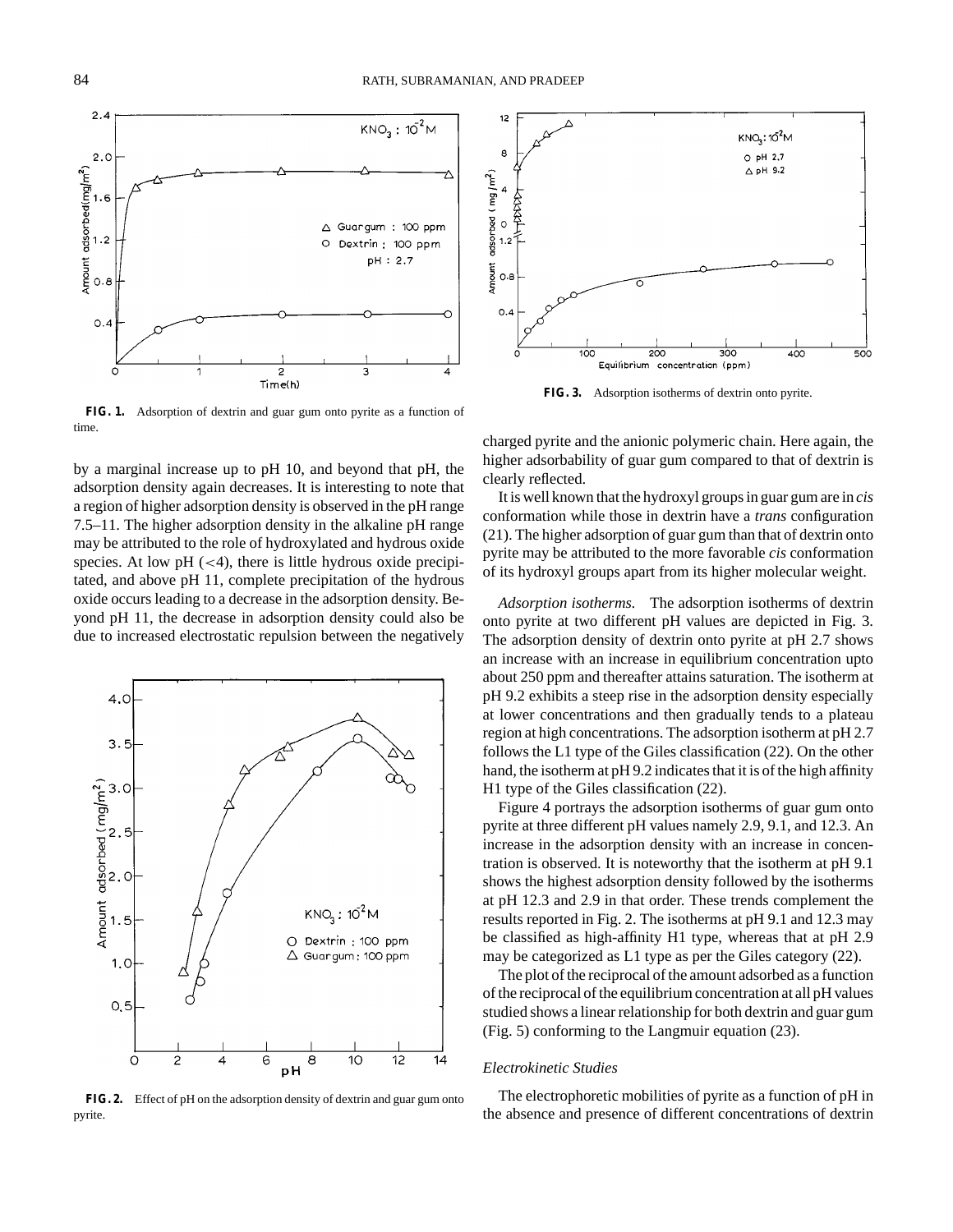FIG. 1. Adsorption of dextrin and guar gum onto pyrite as a function of time.

FIG. 3. Adsorption isotherms of dextrin onto pyrite.

by a marginal increase up to pH 10, and beyond that pH, the adsorption density again decreases. It is interesting to note that a region of higher adsorption density is observed in the pH range 7.5–11. The higher adsorption density in the alkaline pH range may be attributed to the role of hydroxylated and hydrous oxide species. At low pH ($<4$), there is little hydrous oxide precipitated, and above pH 11, complete precipitation of the hydrous oxide occurs leading to a decrease in the adsorption density. Beyond pH 11, the decrease in adsorption density could also be due to increased electrostatic repulsion between the negatively charged pyrite and the anionic polymeric chain. Here again, the higher adsorbability of guar gum compared to that of dextrin is clearly reflected.

FIG. 2. Effect of pH on the adsorption density of dextrin and guar gum onto pyrite.

It is well known that the hydroxyl groups in guar gum are in *cis* conformation while those in dextrin have a *trans* configuration (21). The higher adsorption of guar gum than that of dextrin onto pyrite may be attributed to the more favorable *cis* conformation of its hydroxyl groups apart from its higher molecular weight.

*Adsorption isotherms.* The adsorption isotherms of dextrin onto pyrite at two different pH values are depicted in Fig. 3. The adsorption density of dextrin onto pyrite at pH 2.7 shows an increase with an increase in equilibrium concentration upto about 250 ppm and thereafter attains saturation. The isotherm at pH 9.2 exhibits a steep rise in the adsorption density especially at lower concentrations and then gradually tends to a plateau region at high concentrations. The adsorption isotherm at pH 2.7 follows the L1 type of the Giles classification (22). On the other hand, the isotherm at pH 9.2 indicates that it is of the high affinity H1 type of the Giles classification (22).

Figure 4 portrays the adsorption isotherms of guar gum onto pyrite at three different pH values namely 2.9, 9.1, and 12.3. An increase in the adsorption density with an increase in concentration is observed. It is noteworthy that the isotherm at pH 9.1 shows the highest adsorption density followed by the isotherms at pH 12.3 and 2.9 in that order. These trends complement the results reported in Fig. 2. The isotherms at pH 9.1 and 12.3 may be classified as high-affinity H1 type, whereas that at pH 2.9 may be categorized as L1 type as per the Giles category (22).

The plot of the reciprocal of the amount adsorbed as a function of the reciprocal of the equilibrium concentration at all pH values studied shows a linear relationship for both dextrin and guar gum (Fig. 5) conforming to the Langmuir equation (23).

### *Electrokinetic Studies*

The electrophoretic mobilities of pyrite as a function of pH in the absence and presence of different concentrations of dextrin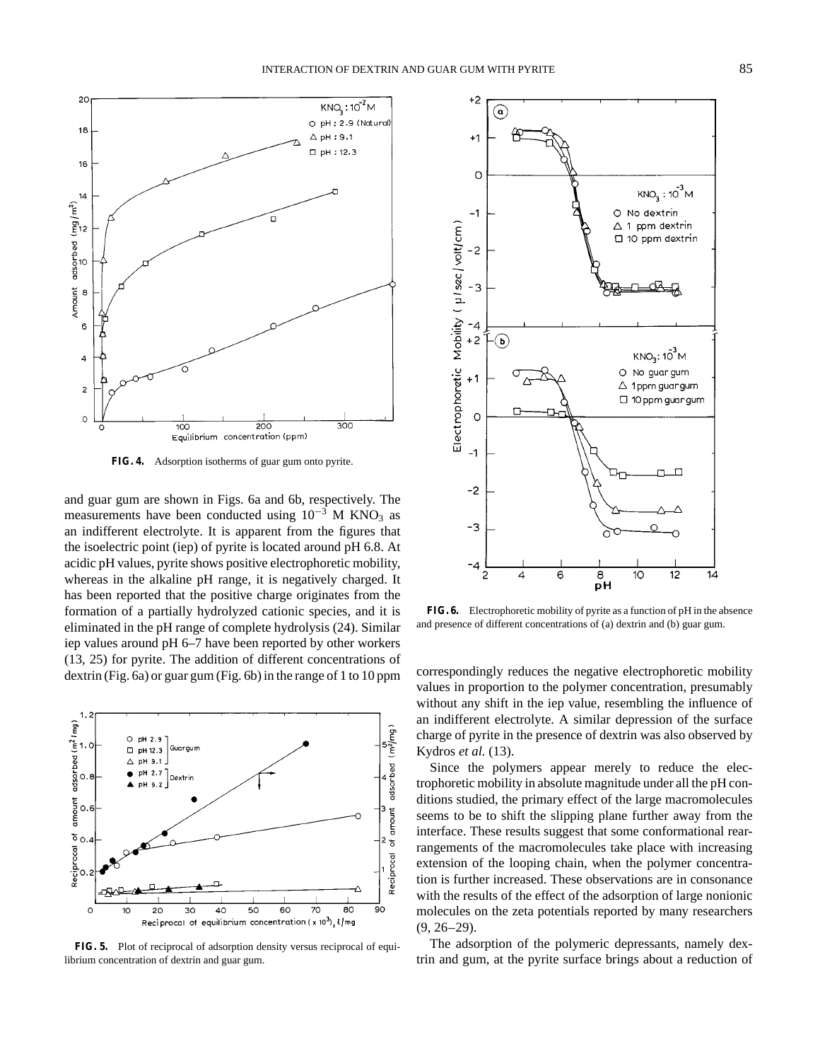**FIG. 4.** Adsorption isotherms of guar gum onto pyrite.

and guar gum are shown in Figs. 6a and 6b, respectively. The measurements have been conducted using $10^{-3}$ M $KNO_3$ as an indifferent electrolyte. It is apparent from the figures that the isoelectric point (iep) of pyrite is located around pH 6.8. At acidic pH values, pyrite shows positive electrophoretic mobility, whereas in the alkaline pH range, it is negatively charged. It has been reported that the positive charge originates from the formation of a partially hydrolyzed cationic species, and it is eliminated in the pH range of complete hydrolysis (24). Similar iep values around pH 6–7 have been reported by other workers (13, 25) for pyrite. The addition of different concentrations of dextrin (Fig. 6a) or guar gum (Fig. 6b) in the range of 1 to 10 ppm

**FIG. 5.** Plot of reciprocal of adsorption density versus reciprocal of equilibrium concentration of dextrin and guar gum.

**FIG. 6.** Electrophoretic mobility of pyrite as a function of pH in the absence and presence of different concentrations of (a) dextrin and (b) guar gum.

correspondingly reduces the negative electrophoretic mobility values in proportion to the polymer concentration, presumably without any shift in the iep value, resembling the influence of an indifferent electrolyte. A similar depression of the surface charge of pyrite in the presence of dextrin was also observed by Kydros *et al.* (13).

Since the polymers appear merely to reduce the electrophoretic mobility in absolute magnitude under all the pH conditions studied, the primary effect of the large macromolecules seems to be to shift the slipping plane further away from the interface. These results suggest that some conformational rearrangements of the macromolecules take place with increasing extension of the looping chain, when the polymer concentration is further increased. These observations are in consonance with the results of the effect of the adsorption of large nonionic molecules on the zeta potentials reported by many researchers (9, 26–29).

The adsorption of the polymeric depressants, namely dextrin and gum, at the pyrite surface brings about a reduction of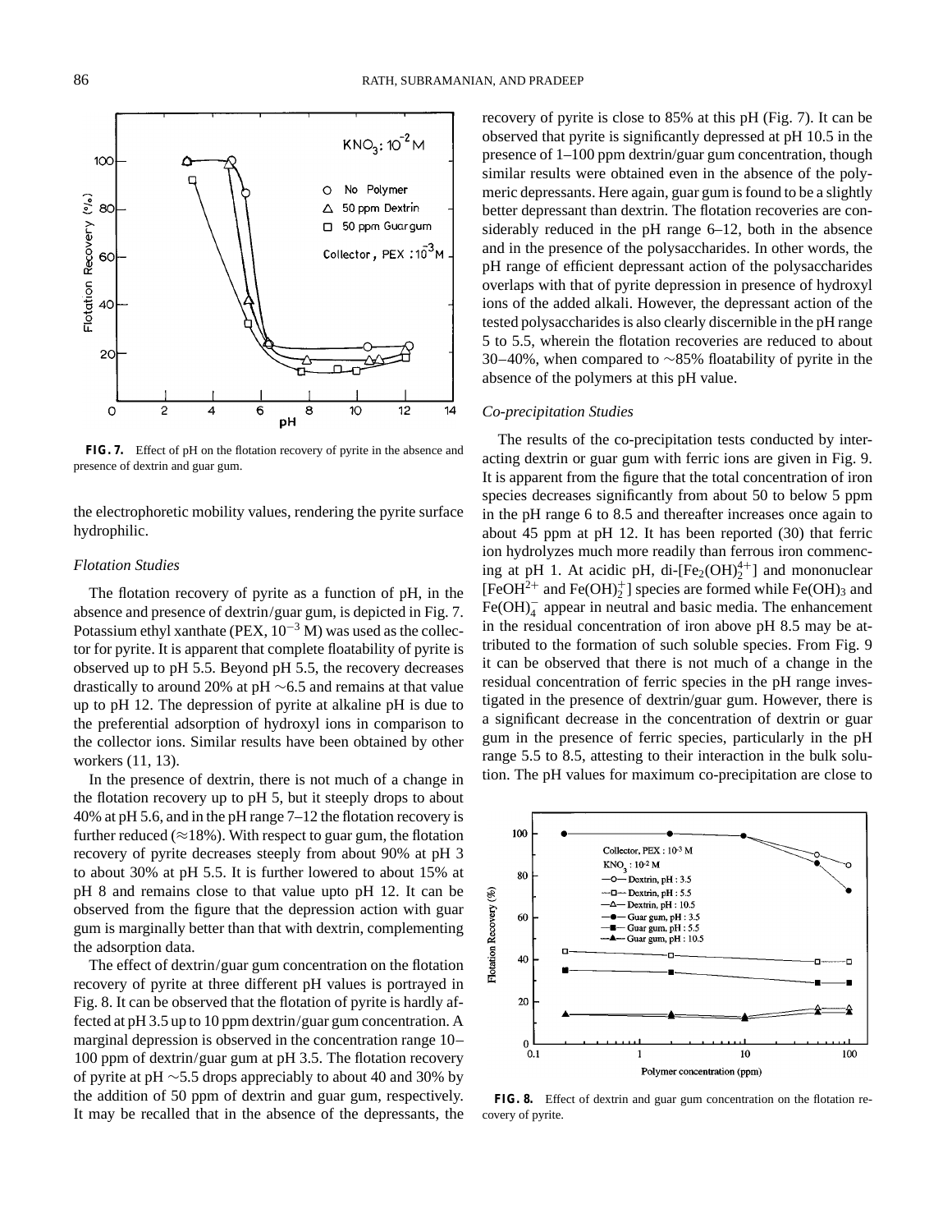FIG. 7. Effect of pH on the flotation recovery of pyrite in the absence and presence of dextrin and guar gum.

the electrophoretic mobility values, rendering the pyrite surface hydrophilic.

### *Flotation Studies*

The flotation recovery of pyrite as a function of pH, in the absence and presence of dextrin/guar gum, is depicted in Fig. 7. Potassium ethyl xanthate (PEX, $10^{-3}$ M) was used as the collector for pyrite. It is apparent that complete floatability of pyrite is observed up to pH 5.5. Beyond pH 5.5, the recovery decreases drastically to around 20% at pH ~6.5 and remains at that value up to pH 12. The depression of pyrite at alkaline pH is due to the preferential adsorption of hydroxyl ions in comparison to the collector ions. Similar results have been obtained by other workers (11, 13).

In the presence of dextrin, there is not much of a change in the flotation recovery up to pH 5, but it steeply drops to about 40% at pH 5.6, and in the pH range 7–12 the flotation recovery is further reduced (≈18%). With respect to guar gum, the flotation recovery of pyrite decreases steeply from about 90% at pH 3 to about 30% at pH 5.5. It is further lowered to about 15% at pH 8 and remains close to that value upto pH 12. It can be observed from the figure that the depression action with guar gum is marginally better than that with dextrin, complementing the adsorption data.

The effect of dextrin/guar gum concentration on the flotation recovery of pyrite at three different pH values is portrayed in Fig. 8. It can be observed that the flotation of pyrite is hardly affected at pH 3.5 up to 10 ppm dextrin/guar gum concentration. A marginal depression is observed in the concentration range 10–100 ppm of dextrin/guar gum at pH 3.5. The flotation recovery of pyrite at pH ~5.5 drops appreciably to about 40 and 30% by the addition of 50 ppm of dextrin and guar gum, respectively. It may be recalled that in the absence of the depressants, the recovery of pyrite is close to 85% at this pH (Fig. 7). It can be observed that pyrite is significantly depressed at pH 10.5 in the presence of 1–100 ppm dextrin/guar gum concentration, though similar results were obtained even in the absence of the polymeric depressants. Here again, guar gum is found to be a slightly better depressant than dextrin. The flotation recoveries are considerably reduced in the pH range 6–12, both in the absence and in the presence of the polysaccharides. In other words, the pH range of efficient depressant action of the polysaccharides overlaps with that of pyrite depression in presence of hydroxyl ions of the added alkali. However, the depressant action of the tested polysaccharides is also clearly discernible in the pH range 5 to 5.5, wherein the flotation recoveries are reduced to about 30–40%, when compared to ~85% floatability of pyrite in the absence of the polymers at this pH value.

### *Co-precipitation Studies*

The results of the co-precipitation tests conducted by interacting dextrin or guar gum with ferric ions are given in Fig. 9. It is apparent from the figure that the total concentration of iron species decreases significantly from about 50 to below 5 ppm in the pH range 6 to 8.5 and thereafter increases once again to about 45 ppm at pH 12. It has been reported (30) that ferric ion hydrolyzes much more readily than ferrous iron commencing at pH 1. At acidic pH, di-[$Fe_2(OH)_2^{4+}$] and mononuclear [$FeOH^{2+}$ and $Fe(OH)_2^{+}$] species are formed while $Fe(OH)_3$ and $Fe(OH)_4^{-}$ appear in neutral and basic media. The enhancement in the residual concentration of iron above pH 8.5 may be attributed to the formation of such soluble species. From Fig. 9 it can be observed that there is not much of a change in the residual concentration of ferric species in the pH range investigated in the presence of dextrin/guar gum. However, there is a significant decrease in the concentration of dextrin or guar gum in the presence of ferric species, particularly in the pH range 5.5 to 8.5, attesting to their interaction in the bulk solution. The pH values for maximum co-precipitation are close to

FIG. 8. Effect of dextrin and guar gum concentration on the flotation recovery of pyrite.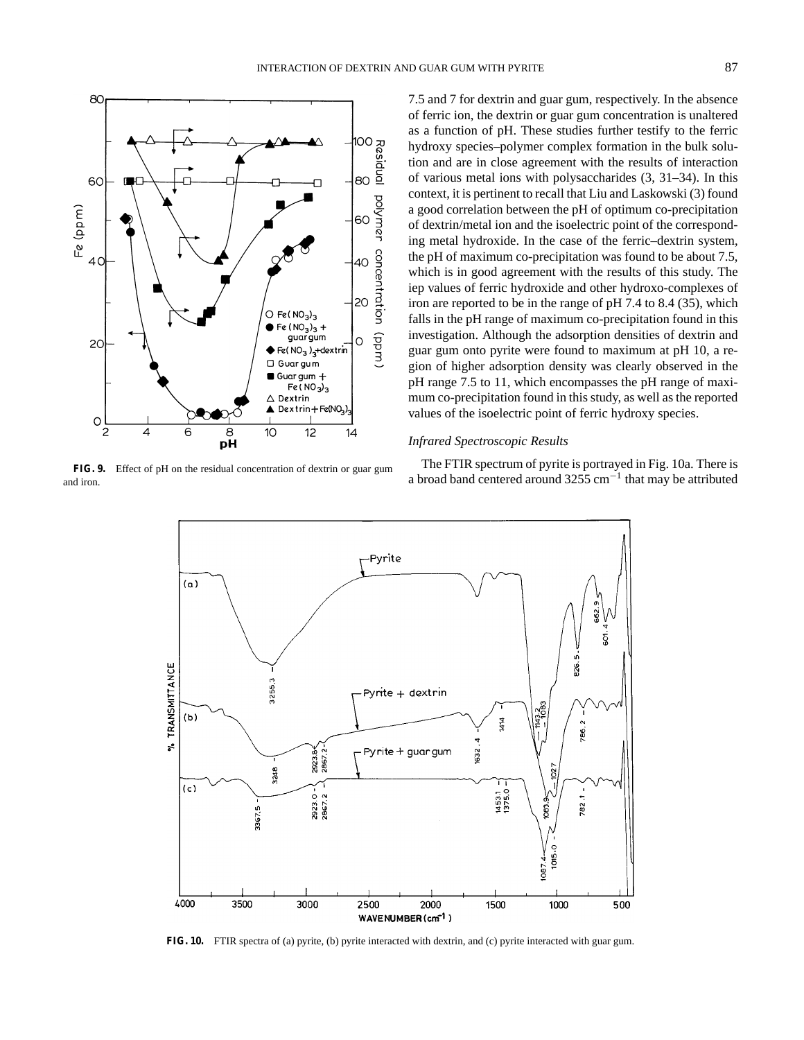7.5 and 7 for dextrin and guar gum, respectively. In the absence of ferric ion, the dextrin or guar gum concentration is unaltered as a function of pH. These studies further testify to the ferric hydroxy species–polymer complex formation in the bulk solution and are in close agreement with the results of interaction of various metal ions with polysaccharides (3, 31–34). In this context, it is pertinent to recall that Liu and Laskowski (3) found a good correlation between the pH of optimum co-precipitation of dextrin/metal ion and the isoelectric point of the corresponding metal hydroxide. In the case of the ferric–dextrin system, the pH of maximum co-precipitation was found to be about 7.5, which is in good agreement with the results of this study. The iep values of ferric hydroxide and other hydroxo-complexes of iron are reported to be in the range of pH 7.4 to 8.4 (35), which falls in the pH range of maximum co-precipitation found in this investigation. Although the adsorption densities of dextrin and guar gum onto pyrite were found to maximum at pH 10, a region of higher adsorption density was clearly observed in the pH range 7.5 to 11, which encompasses the pH range of maximum co-precipitation found in this study, as well as the reported values of the isoelectric point of ferric hydroxy species.

**FIG. 9.** Effect of pH on the residual concentration of dextrin or guar gum and iron.

### *Infrared Spectroscopic Results*

The FTIR spectrum of pyrite is portrayed in Fig. 10a. There is a broad band centered around 3255 $cm^{-1}$ that may be attributed

**FIG. 10.** FTIR spectra of (a) pyrite, (b) pyrite interacted with dextrin, and (c) pyrite interacted with guar gum.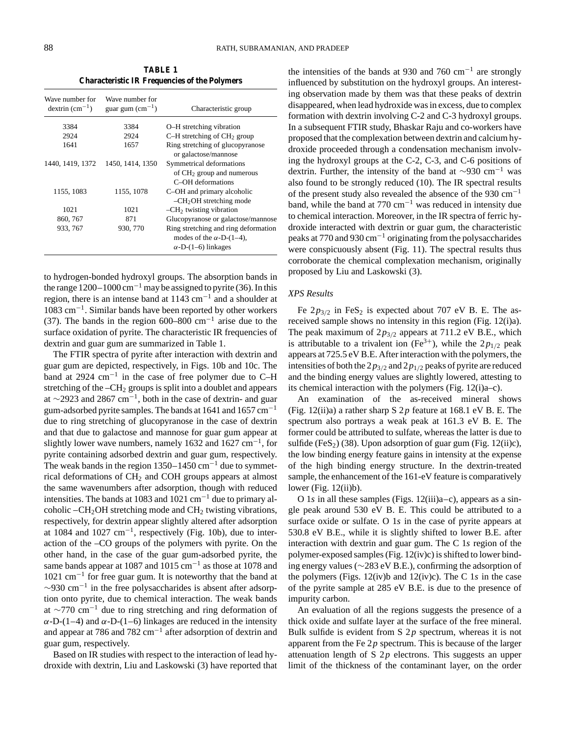**TABLE 1**
**Characteristic IR Frequencies of the Polymers**

| Wave number for dextrin ($cm^{-1}$) | Wave number for guar gum ($cm^{-1}$) | Characteristic group |
|---|---|---|
| 3384 | 3384 | O–H stretching vibration |
| 2924 | 2924 | C–H stretching of $CH_2$ group |
| 1641 | 1657 | Ring stretching of glucopyranose or galactose/mannose |
| 1440, 1419, 1372 | 1450, 1414, 1350 | Symmetrical deformations of $CH_2$ group and numerous C–OH deformations |
| 1155, 1083 | 1155, 1078 | C–OH and primary alcoholic $–CH_2OH$ stretching mode |
| 1021 | 1021 | $–CH_2$ twisting vibration |
| 860, 767 | 871 | Glucopyranose or galactose/mannose |
| 933, 767 | 930, 770 | Ring stretching and ring deformation modes of the $\alpha$-D-(1–4), $\alpha$-D-(1–6) linkages |

to hydrogen-bonded hydroxyl groups. The absorption bands in the range 1200–1000 $cm^{-1}$ may be assigned to pyrite (36). In this region, there is an intense band at 1143 $cm^{-1}$ and a shoulder at 1083 $cm^{-1}$. Similar bands have been reported by other workers (37). The bands in the region 600–800 $cm^{-1}$ arise due to the surface oxidation of pyrite. The characteristic IR frequencies of dextrin and guar gum are summarized in Table 1.

The FTIR spectra of pyrite after interaction with dextrin and guar gum are depicted, respectively, in Figs. 10b and 10c. The band at 2924 $cm^{-1}$ in the case of free polymer due to C–H stretching of the $–CH_2$ groups is split into a doublet and appears at ∼2923 and 2867 $cm^{-1}$, both in the case of dextrin- and guar gum-adsorbed pyrite samples. The bands at 1641 and 1657 $cm^{-1}$ due to ring stretching of glucopyranose in the case of dextrin and that due to galactose and mannose for guar gum appear at slightly lower wave numbers, namely 1632 and 1627 $cm^{-1}$, for pyrite containing adsorbed dextrin and guar gum, respectively. The weak bands in the region 1350–1450 $cm^{-1}$ due to symmetrical deformations of $CH_2$ and COH groups appears at almost the same wavenumbers after adsorption, though with reduced intensities. The bands at 1083 and 1021 $cm^{-1}$ due to primary alcoholic $–CH_2OH$ stretching mode and $CH_2$ twisting vibrations, respectively, for dextrin appear slightly altered after adsorption at 1084 and 1027 $cm^{-1}$, respectively (Fig. 10b), due to interaction of the –CO groups of the polymers with pyrite. On the other hand, in the case of the guar gum-adsorbed pyrite, the same bands appear at 1087 and 1015 $cm^{-1}$ as those at 1078 and 1021 $cm^{-1}$ for free guar gum. It is noteworthy that the band at ∼930 $cm^{-1}$ in the free polysaccharides is absent after adsorption onto pyrite, due to chemical interaction. The weak bands at ∼770 $cm^{-1}$ due to ring stretching and ring deformation of $\alpha$-D-(1–4) and $\alpha$-D-(1–6) linkages are reduced in the intensity and appear at 786 and 782 $cm^{-1}$ after adsorption of dextrin and guar gum, respectively.

Based on IR studies with respect to the interaction of lead hydroxide with dextrin, Liu and Laskowski (3) have reported that the intensities of the bands at 930 and 760 $cm^{-1}$ are strongly influenced by substitution on the hydroxyl groups. An interesting observation made by them was that these peaks of dextrin disappeared, when lead hydroxide was in excess, due to complex formation with dextrin involving C-2 and C-3 hydroxyl groups. In a subsequent FTIR study, Bhaskar Raju and co-workers have proposed that the complexation between dextrin and calcium hydroxide proceeded through a condensation mechanism involving the hydroxyl groups at the C-2, C-3, and C-6 positions of dextrin. Further, the intensity of the band at ∼930 $cm^{-1}$ was also found to be strongly reduced (10). The IR spectral results of the present study also revealed the absence of the 930 $cm^{-1}$ band, while the band at 770 $cm^{-1}$ was reduced in intensity due to chemical interaction. Moreover, in the IR spectra of ferric hydroxide interacted with dextrin or guar gum, the characteristic peaks at 770 and 930 $cm^{-1}$ originating from the polysaccharides were conspicuously absent (Fig. 11). The spectral results thus corroborate the chemical complexation mechanism, originally proposed by Liu and Laskowski (3).

### *XPS Results*

Fe $2p_{3/2}$ in $FeS_2$ is expected about 707 eV B. E. The as-received sample shows no intensity in this region (Fig. 12(i)a). The peak maximum of $2p_{3/2}$ appears at 711.2 eV B.E., which is attributable to a trivalent ion ($Fe^{3+}$), while the $2p_{1/2}$ peak appears at 725.5 eV B.E. After interaction with the polymers, the intensities of both the $2p_{3/2}$ and $2p_{1/2}$ peaks of pyrite are reduced and the binding energy values are slightly lowered, attesting to its chemical interaction with the polymers (Fig. 12(i)a–c).

An examination of the as-received mineral shows (Fig. 12(ii)a) a rather sharp S $2p$ feature at 168.1 eV B. E. The spectrum also portrays a weak peak at 161.3 eV B. E. The former could be attributed to sulfate, whereas the latter is due to sulfide ($FeS_2$) (38). Upon adsorption of guar gum (Fig. 12(ii)c), the low binding energy feature gains in intensity at the expense of the high binding energy structure. In the dextrin-treated sample, the enhancement of the 161-eV feature is comparatively lower (Fig. 12(ii)b).

O 1*s* in all these samples (Figs. 12(iii)a–c), appears as a single peak around 530 eV B. E. This could be attributed to a surface oxide or sulfate. O 1*s* in the case of pyrite appears at 530.8 eV B.E., while it is slightly shifted to lower B.E. after interaction with dextrin and guar gum. The C 1*s* region of the polymer-exposed samples (Fig. 12(iv)c) is shifted to lower binding energy values (∼283 eV B.E.), confirming the adsorption of the polymers (Figs. 12(iv)b and 12(iv)c). The C 1*s* in the case of the pyrite sample at 285 eV B.E. is due to the presence of impurity carbon.

An evaluation of all the regions suggests the presence of a thick oxide and sulfate layer at the surface of the free mineral. Bulk sulfide is evident from S $2p$ spectrum, whereas it is not apparent from the Fe $2p$ spectrum. This is because of the larger attenuation length of S $2p$ electrons. This suggests an upper limit of the thickness of the contaminant layer, on the order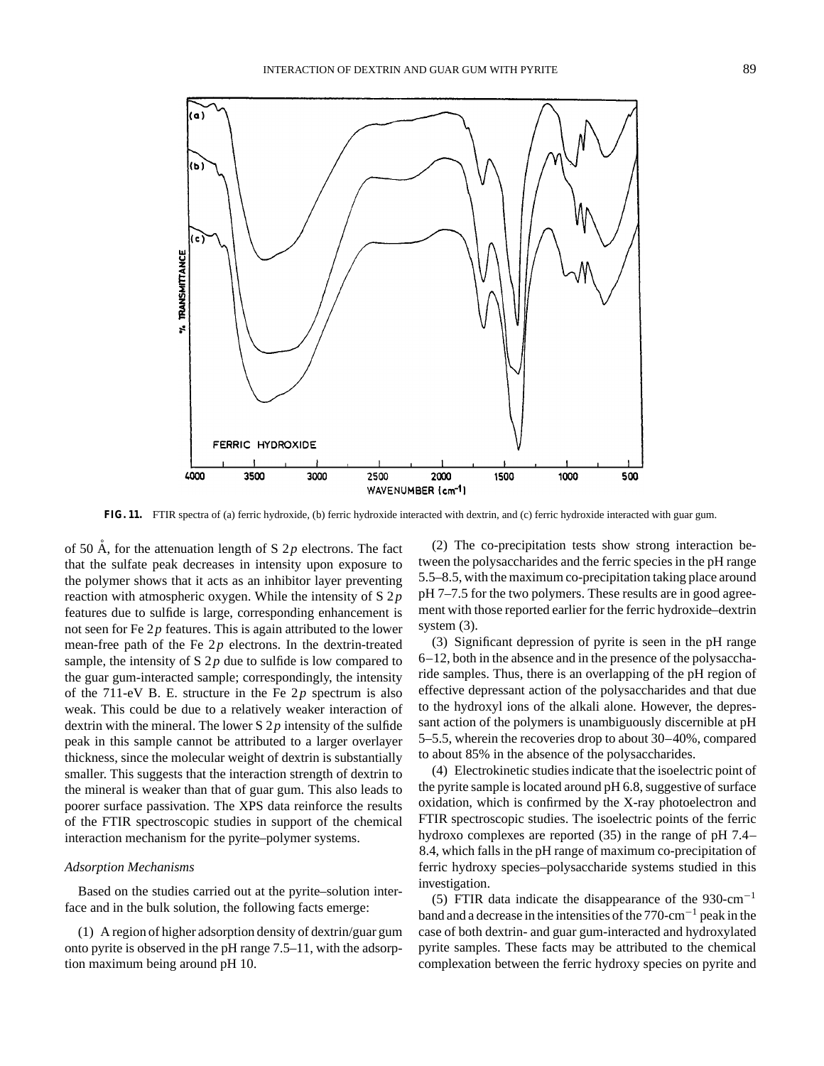**FIG. 11.** FTIR spectra of (a) ferric hydroxide, (b) ferric hydroxide interacted with dextrin, and (c) ferric hydroxide interacted with guar gum.

of 50 Å, for the attenuation length of S $2p$ electrons. The fact that the sulfate peak decreases in intensity upon exposure to the polymer shows that it acts as an inhibitor layer preventing reaction with atmospheric oxygen. While the intensity of S $2p$ features due to sulfide is large, corresponding enhancement is not seen for Fe $2p$ features. This is again attributed to the lower mean-free path of the Fe $2p$ electrons. In the dextrin-treated sample, the intensity of S $2p$ due to sulfide is low compared to the guar gum-interacted sample; correspondingly, the intensity of the 711-eV B. E. structure in the Fe $2p$ spectrum is also weak. This could be due to a relatively weaker interaction of dextrin with the mineral. The lower S $2p$ intensity of the sulfide peak in this sample cannot be attributed to a larger overlayer thickness, since the molecular weight of dextrin is substantially smaller. This suggests that the interaction strength of dextrin to the mineral is weaker than that of guar gum. This also leads to poorer surface passivation. The XPS data reinforce the results of the FTIR spectroscopic studies in support of the chemical interaction mechanism for the pyrite–polymer systems.

### *Adsorption Mechanisms*

Based on the studies carried out at the pyrite–solution interface and in the bulk solution, the following facts emerge:

(1) A region of higher adsorption density of dextrin/guar gum onto pyrite is observed in the pH range 7.5–11, with the adsorption maximum being around pH 10.

(2) The co-precipitation tests show strong interaction between the polysaccharides and the ferric species in the pH range 5.5–8.5, with the maximum co-precipitation taking place around pH 7–7.5 for the two polymers. These results are in good agreement with those reported earlier for the ferric hydroxide–dextrin system (3).

(3) Significant depression of pyrite is seen in the pH range 6–12, both in the absence and in the presence of the polysaccharide samples. Thus, there is an overlapping of the pH region of effective depressant action of the polysaccharides and that due to the hydroxyl ions of the alkali alone. However, the depressant action of the polymers is unambiguously discernible at pH 5–5.5, wherein the recoveries drop to about 30–40%, compared to about 85% in the absence of the polysaccharides.

(4) Electrokinetic studies indicate that the isoelectric point of the pyrite sample is located around pH 6.8, suggestive of surface oxidation, which is confirmed by the X-ray photoelectron and FTIR spectroscopic studies. The isoelectric points of the ferric hydroxo complexes are reported (35) in the range of pH 7.4–8.4, which falls in the pH range of maximum co-precipitation of ferric hydroxy species–polysaccharide systems studied in this investigation.

(5) FTIR data indicate the disappearance of the 930-$\text{cm}^{-1}$ band and a decrease in the intensities of the 770-$\text{cm}^{-1}$ peak in the case of both dextrin- and guar gum-interacted and hydroxylated pyrite samples. These facts may be attributed to the chemical complexation between the ferric hydroxy species on pyrite and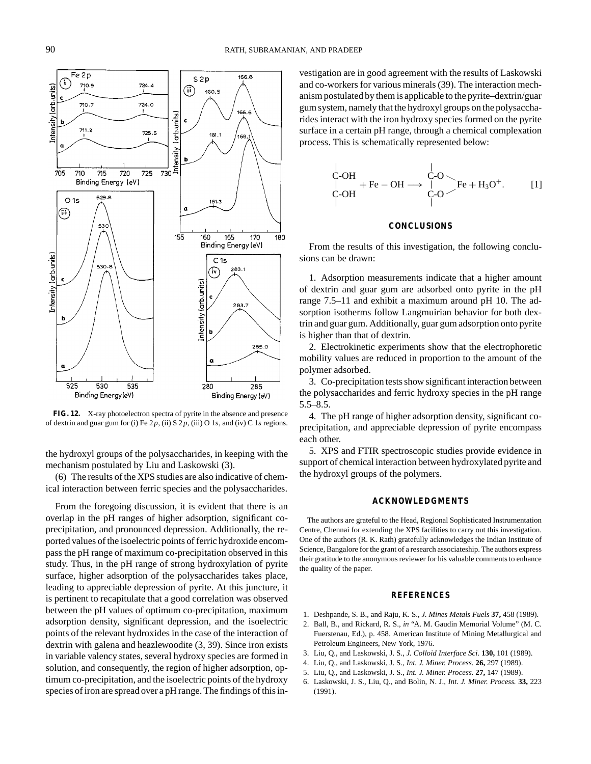FIG. 12. X-ray photoelectron spectra of pyrite in the absence and presence of dextrin and guar gum for (i) Fe $2p$, (ii) S $2p$, (iii) O $1s$, and (iv) C $1s$ regions.

the hydroxyl groups of the polysaccharides, in keeping with the mechanism postulated by Liu and Laskowski (3).

(6) The results of the XPS studies are also indicative of chemical interaction between ferric species and the polysaccharides.

From the foregoing discussion, it is evident that there is an overlap in the pH ranges of higher adsorption, significant co-precipitation, and pronounced depression. Additionally, the reported values of the isoelectric points of ferric hydroxide encompass the pH range of maximum co-precipitation observed in this study. Thus, in the pH range of strong hydroxylation of pyrite surface, higher adsorption of the polysaccharides takes place, leading to appreciable depression of pyrite. At this juncture, it is pertinent to recapitulate that a good correlation was observed between the pH values of optimum co-precipitation, maximum adsorption density, significant depression, and the isoelectric points of the relevant hydroxides in the case of the interaction of dextrin with galena and heazlewoodite (3, 39). Since iron exists in variable valency states, several hydroxy species are formed in solution, and consequently, the region of higher adsorption, optimum co-precipitation, and the isoelectric points of the hydroxy species of iron are spread over a pH range. The findings of this investigation are in good agreement with the results of Laskowski and co-workers for various minerals (39). The interaction mechanism postulated by them is applicable to the pyrite–dextrin/guar gum system, namely that the hydroxyl groups on the polysaccharides interact with the iron hydroxy species formed on the pyrite surface in a certain pH range, through a chemical complexation process. This is schematically represented below:

$$\begin{array}{c} | \\ \text{C-OH} \\ | \\ \text{C-OH} \\ | \end{array} + \text{Fe} - \text{OH} \longrightarrow \begin{array}{c} | \\ \text{C-O} \\ | \\ \text{C-O} \\ | \end{array}\!\!\!>\text{Fe} + \text{H}_3\text{O}^+. \qquad [1]$$

## CONCLUSIONS

From the results of this investigation, the following conclusions can be drawn:

1. Adsorption measurements indicate that a higher amount of dextrin and guar gum are adsorbed onto pyrite in the pH range 7.5–11 and exhibit a maximum around pH 10. The adsorption isotherms follow Langmuirian behavior for both dextrin and guar gum. Additionally, guar gum adsorption onto pyrite is higher than that of dextrin.

2. Electrokinetic experiments show that the electrophoretic mobility values are reduced in proportion to the amount of the polymer adsorbed.

3. Co-precipitation tests show significant interaction between the polysaccharides and ferric hydroxy species in the pH range 5.5–8.5.

4. The pH range of higher adsorption density, significant co-precipitation, and appreciable depression of pyrite encompass each other.

5. XPS and FTIR spectroscopic studies provide evidence in support of chemical interaction between hydroxylated pyrite and the hydroxyl groups of the polymers.

## ACKNOWLEDGMENTS

The authors are grateful to the Head, Regional Sophisticated Instrumentation Centre, Chennai for extending the XPS facilities to carry out this investigation. One of the authors (R. K. Rath) gratefully acknowledges the Indian Institute of Science, Bangalore for the grant of a research associateship. The authors express their gratitude to the anonymous reviewer for his valuable comments to enhance the quality of the paper.

## REFERENCES

1. Deshpande, S. B., and Raju, K. S., *J. Mines Metals Fuels* **37,** 458 (1989).
2. Ball, B., and Rickard, R. S., *in* "A. M. Gaudin Memorial Volume" (M. C. Fuerstenau, Ed.), p. 458. American Institute of Mining Metallurgical and Petroleum Engineers, New York, 1976.
3. Liu, Q., and Laskowski, J. S., *J. Colloid Interface Sci.* **130,** 101 (1989).
4. Liu, Q., and Laskowski, J. S., *Int. J. Miner. Process.* **26,** 297 (1989).
5. Liu, Q., and Laskowski, J. S., *Int. J. Miner. Process.* **27,** 147 (1989).
6. Laskowski, J. S., Liu, Q., and Bolin, N. J., *Int. J. Miner. Process.* **33,** 223 (1991).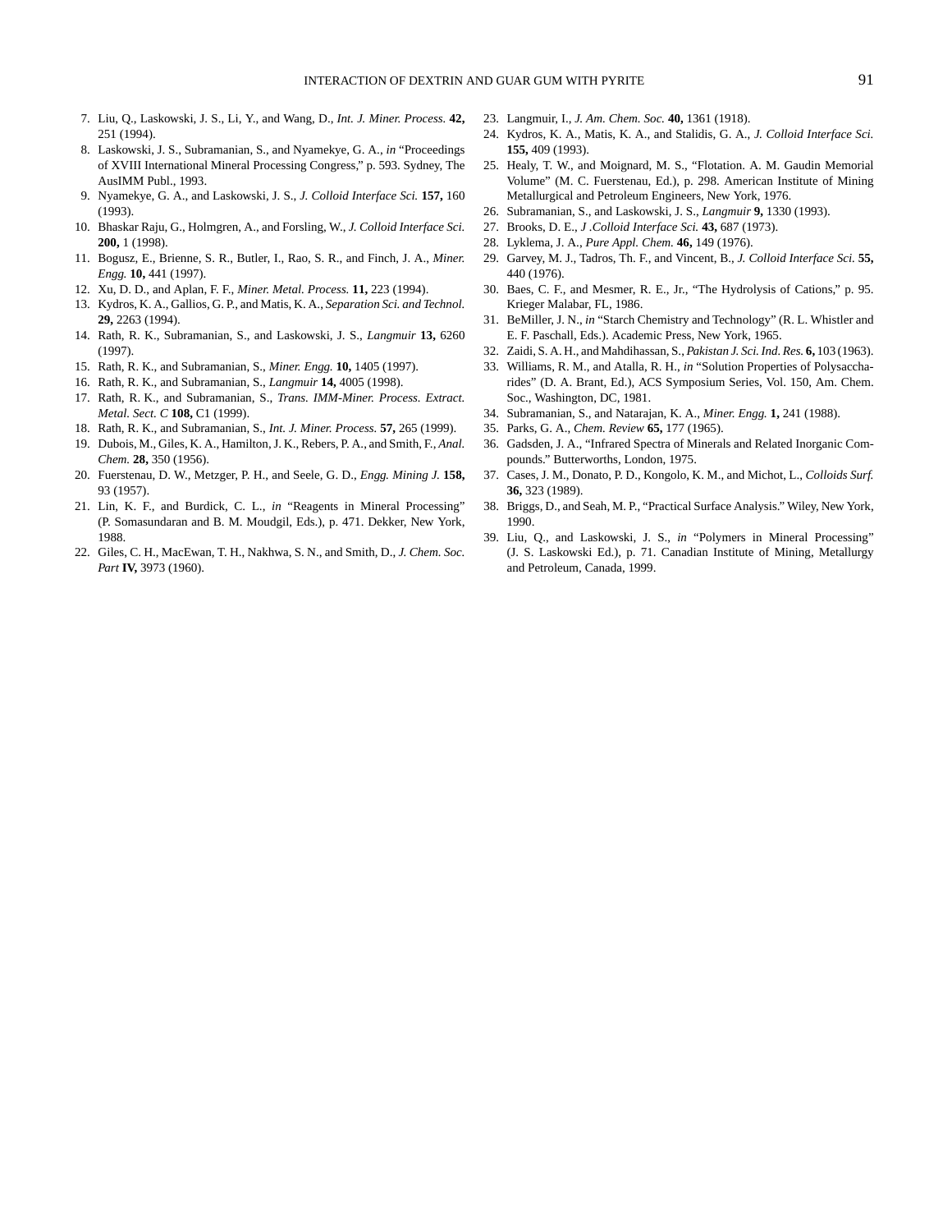7. Liu, Q., Laskowski, J. S., Li, Y., and Wang, D., *Int. J. Miner. Process.* **42,** 251 (1994).
8. Laskowski, J. S., Subramanian, S., and Nyamekye, G. A., *in* "Proceedings of XVIII International Mineral Processing Congress," p. 593. Sydney, The AusIMM Publ., 1993.
9. Nyamekye, G. A., and Laskowski, J. S., *J. Colloid Interface Sci.* **157,** 160 (1993).
10. Bhaskar Raju, G., Holmgren, A., and Forsling, W., *J. Colloid Interface Sci.* **200,** 1 (1998).
11. Bogusz, E., Brienne, S. R., Butler, I., Rao, S. R., and Finch, J. A., *Miner. Engg.* **10,** 441 (1997).
12. Xu, D. D., and Aplan, F. F., *Miner. Metal. Process.* **11,** 223 (1994).
13. Kydros, K. A., Gallios, G. P., and Matis, K. A., *Separation Sci. and Technol.* **29,** 2263 (1994).
14. Rath, R. K., Subramanian, S., and Laskowski, J. S., *Langmuir* **13,** 6260 (1997).
15. Rath, R. K., and Subramanian, S., *Miner. Engg.* **10,** 1405 (1997).
16. Rath, R. K., and Subramanian, S., *Langmuir* **14,** 4005 (1998).
17. Rath, R. K., and Subramanian, S., *Trans. IMM-Miner. Process. Extract. Metal. Sect. C* **108,** C1 (1999).
18. Rath, R. K., and Subramanian, S., *Int. J. Miner. Process.* **57,** 265 (1999).
19. Dubois, M., Giles, K. A., Hamilton, J. K., Rebers, P. A., and Smith, F., *Anal. Chem.* **28,** 350 (1956).
20. Fuerstenau, D. W., Metzger, P. H., and Seele, G. D., *Engg. Mining J.* **158,** 93 (1957).
21. Lin, K. F., and Burdick, C. L., *in* "Reagents in Mineral Processing" (P. Somasundaran and B. M. Moudgil, Eds.), p. 471. Dekker, New York, 1988.
22. Giles, C. H., MacEwan, T. H., Nakhwa, S. N., and Smith, D., *J. Chem. Soc. Part* **IV,** 3973 (1960).
23. Langmuir, I., *J. Am. Chem. Soc.* **40,** 1361 (1918).
24. Kydros, K. A., Matis, K. A., and Stalidis, G. A., *J. Colloid Interface Sci.* **155,** 409 (1993).
25. Healy, T. W., and Moignard, M. S., "Flotation. A. M. Gaudin Memorial Volume" (M. C. Fuerstenau, Ed.), p. 298. American Institute of Mining Metallurgical and Petroleum Engineers, New York, 1976.
26. Subramanian, S., and Laskowski, J. S., *Langmuir* **9,** 1330 (1993).
27. Brooks, D. E., *J .Colloid Interface Sci.* **43,** 687 (1973).
28. Lyklema, J. A., *Pure Appl. Chem.* **46,** 149 (1976).
29. Garvey, M. J., Tadros, Th. F., and Vincent, B., *J. Colloid Interface Sci.* **55,** 440 (1976).
30. Baes, C. F., and Mesmer, R. E., Jr., "The Hydrolysis of Cations," p. 95. Krieger Malabar, FL, 1986.
31. BeMiller, J. N., *in* "Starch Chemistry and Technology" (R. L. Whistler and E. F. Paschall, Eds.). Academic Press, New York, 1965.
32. Zaidi, S. A. H., and Mahdihassan, S., *Pakistan J. Sci. Ind. Res.* **6,** 103 (1963).
33. Williams, R. M., and Atalla, R. H., *in* "Solution Properties of Polysaccharides" (D. A. Brant, Ed.), ACS Symposium Series, Vol. 150, Am. Chem. Soc., Washington, DC, 1981.
34. Subramanian, S., and Natarajan, K. A., *Miner. Engg.* **1,** 241 (1988).
35. Parks, G. A., *Chem. Review* **65,** 177 (1965).
36. Gadsden, J. A., "Infrared Spectra of Minerals and Related Inorganic Compounds." Butterworths, London, 1975.
37. Cases, J. M., Donato, P. D., Kongolo, K. M., and Michot, L., *Colloids Surf.* **36,** 323 (1989).
38. Briggs, D., and Seah, M. P., "Practical Surface Analysis." Wiley, New York, 1990.
39. Liu, Q., and Laskowski, J. S., *in* "Polymers in Mineral Processing" (J. S. Laskowski Ed.), p. 71. Canadian Institute of Mining, Metallurgy and Petroleum, Canada, 1999.